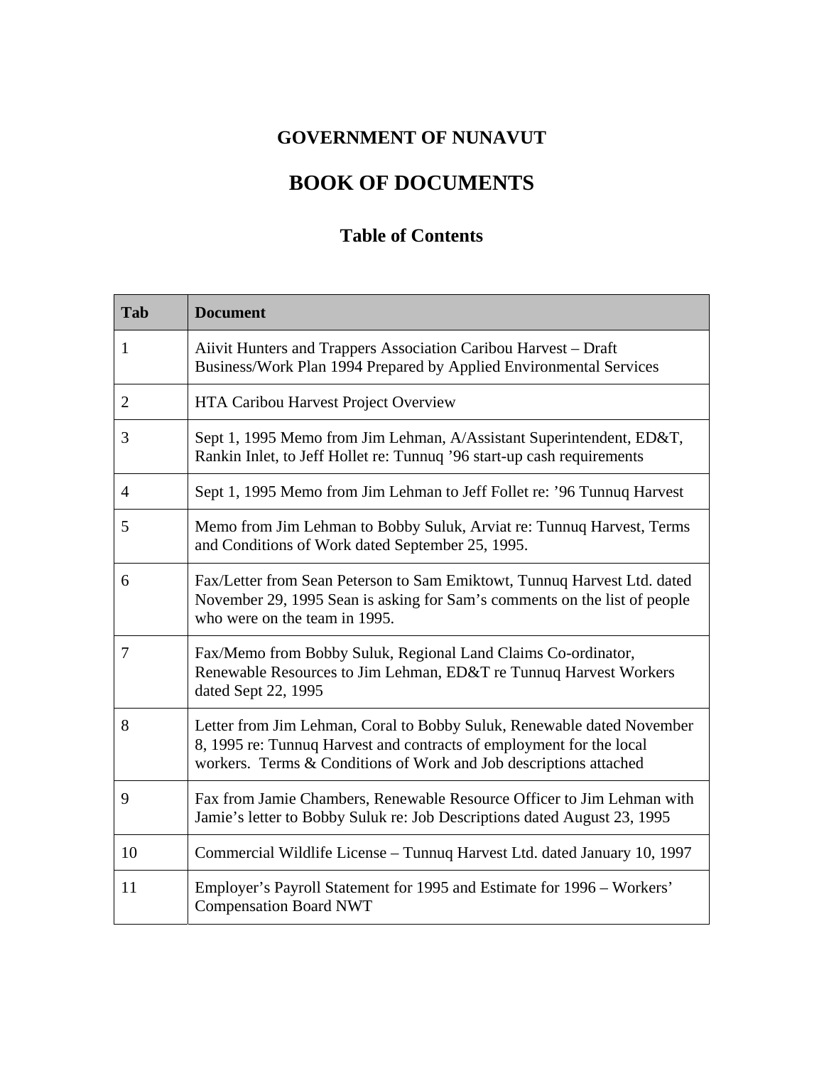# GOVERNMENT OF NUNAVUT

# BOOK OF DOCUMENTS

## Table of Contents

| Tab | Document |
|---|---|
| 1 | Aiivit Hunters and Trappers Association Caribou Harvest – Draft Business/Work Plan 1994 Prepared by Applied Environmental Services |
| 2 | HTA Caribou Harvest Project Overview |
| 3 | Sept 1, 1995 Memo from Jim Lehman, A/Assistant Superintendent, ED&T, Rankin Inlet, to Jeff Hollet re: Tunnuq '96 start-up cash requirements |
| 4 | Sept 1, 1995 Memo from Jim Lehman to Jeff Follet re: '96 Tunnuq Harvest |
| 5 | Memo from Jim Lehman to Bobby Suluk, Arviat re: Tunnuq Harvest, Terms and Conditions of Work dated September 25, 1995. |
| 6 | Fax/Letter from Sean Peterson to Sam Emiktowt, Tunnuq Harvest Ltd. dated November 29, 1995 Sean is asking for Sam's comments on the list of people who were on the team in 1995. |
| 7 | Fax/Memo from Bobby Suluk, Regional Land Claims Co-ordinator, Renewable Resources to Jim Lehman, ED&T re Tunnuq Harvest Workers dated Sept 22, 1995 |
| 8 | Letter from Jim Lehman, Coral to Bobby Suluk, Renewable dated November 8, 1995 re: Tunnuq Harvest and contracts of employment for the local workers. Terms & Conditions of Work and Job descriptions attached |
| 9 | Fax from Jamie Chambers, Renewable Resource Officer to Jim Lehman with Jamie's letter to Bobby Suluk re: Job Descriptions dated August 23, 1995 |
| 10 | Commercial Wildlife License – Tunnuq Harvest Ltd. dated January 10, 1997 |
| 11 | Employer's Payroll Statement for 1995 and Estimate for 1996 – Workers' Compensation Board NWT |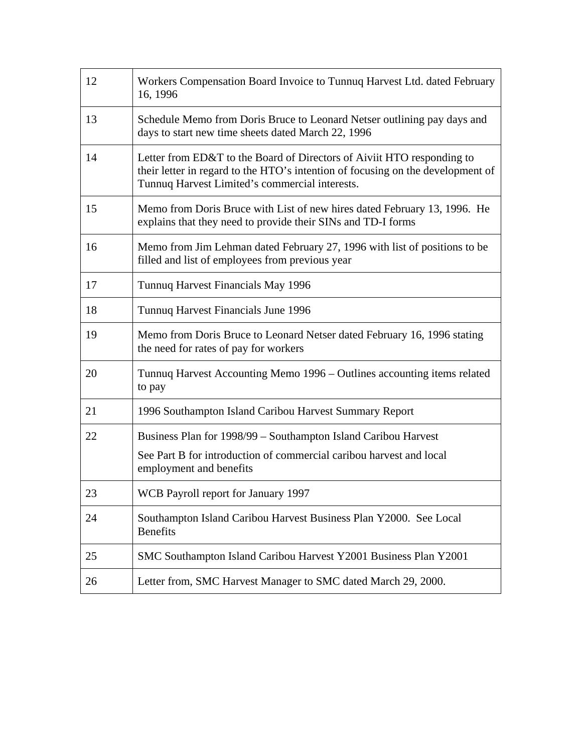| | |
|---|---|
| 12 | Workers Compensation Board Invoice to Tunnuq Harvest Ltd. dated February 16, 1996 |
| 13 | Schedule Memo from Doris Bruce to Leonard Netser outlining pay days and days to start new time sheets dated March 22, 1996 |
| 14 | Letter from ED&T to the Board of Directors of Aiviit HTO responding to their letter in regard to the HTO's intention of focusing on the development of Tunnuq Harvest Limited's commercial interests. |
| 15 | Memo from Doris Bruce with List of new hires dated February 13, 1996. He explains that they need to provide their SINs and TD-I forms |
| 16 | Memo from Jim Lehman dated February 27, 1996 with list of positions to be filled and list of employees from previous year |
| 17 | Tunnuq Harvest Financials May 1996 |
| 18 | Tunnuq Harvest Financials June 1996 |
| 19 | Memo from Doris Bruce to Leonard Netser dated February 16, 1996 stating the need for rates of pay for workers |
| 20 | Tunnuq Harvest Accounting Memo 1996 – Outlines accounting items related to pay |
| 21 | 1996 Southampton Island Caribou Harvest Summary Report |
| 22 | Business Plan for 1998/99 – Southampton Island Caribou Harvest<br><br>See Part B for introduction of commercial caribou harvest and local employment and benefits |
| 23 | WCB Payroll report for January 1997 |
| 24 | Southampton Island Caribou Harvest Business Plan Y2000. See Local Benefits |
| 25 | SMC Southampton Island Caribou Harvest Y2001 Business Plan Y2001 |
| 26 | Letter from, SMC Harvest Manager to SMC dated March 29, 2000. |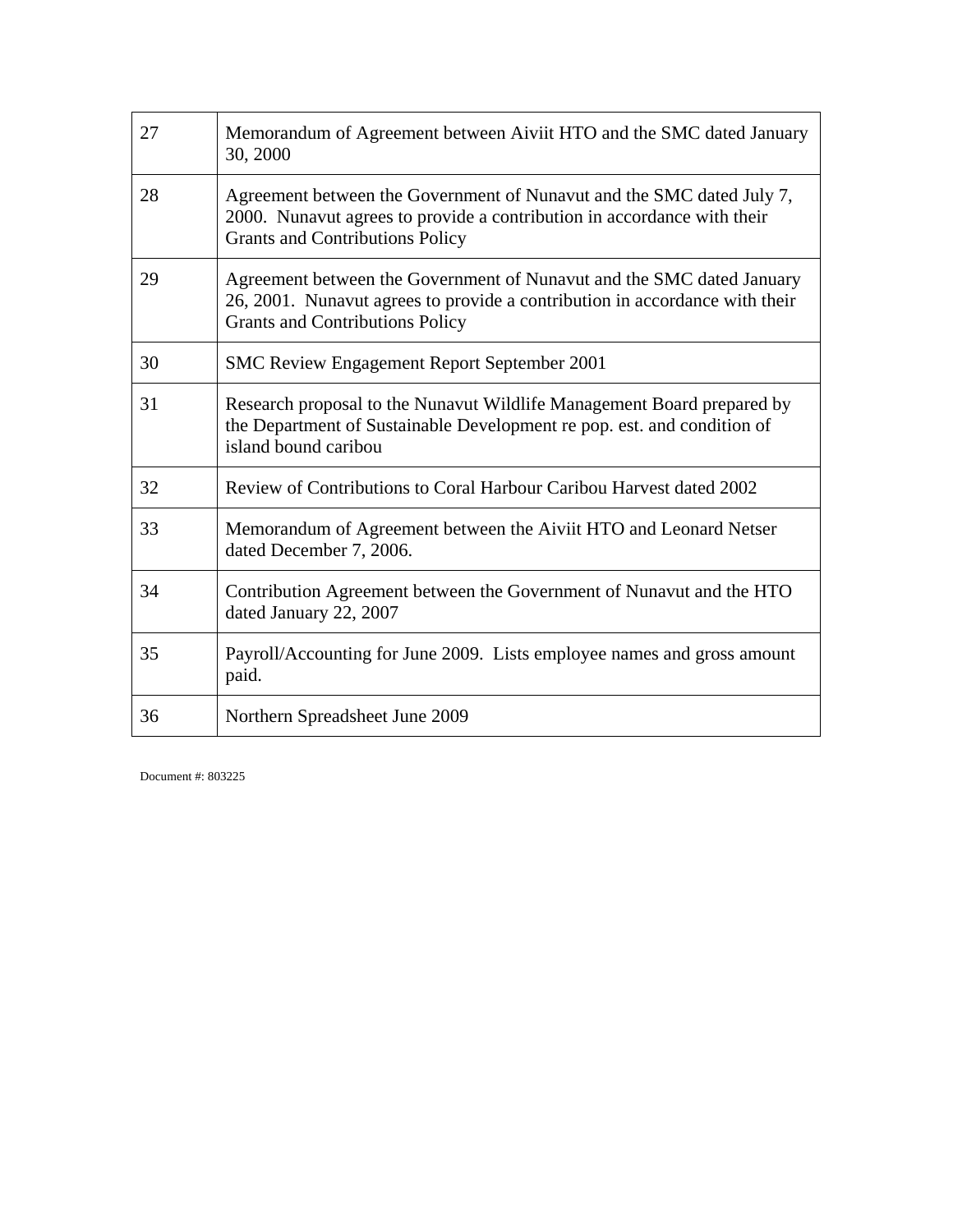| | |
|---|---|
| 27 | Memorandum of Agreement between Aiviit HTO and the SMC dated January 30, 2000 |
| 28 | Agreement between the Government of Nunavut and the SMC dated July 7, 2000. Nunavut agrees to provide a contribution in accordance with their Grants and Contributions Policy |
| 29 | Agreement between the Government of Nunavut and the SMC dated January 26, 2001. Nunavut agrees to provide a contribution in accordance with their Grants and Contributions Policy |
| 30 | SMC Review Engagement Report September 2001 |
| 31 | Research proposal to the Nunavut Wildlife Management Board prepared by the Department of Sustainable Development re pop. est. and condition of island bound caribou |
| 32 | Review of Contributions to Coral Harbour Caribou Harvest dated 2002 |
| 33 | Memorandum of Agreement between the Aiviit HTO and Leonard Netser dated December 7, 2006. |
| 34 | Contribution Agreement between the Government of Nunavut and the HTO dated January 22, 2007 |
| 35 | Payroll/Accounting for June 2009. Lists employee names and gross amount paid. |
| 36 | Northern Spreadsheet June 2009 |

Document #: 803225